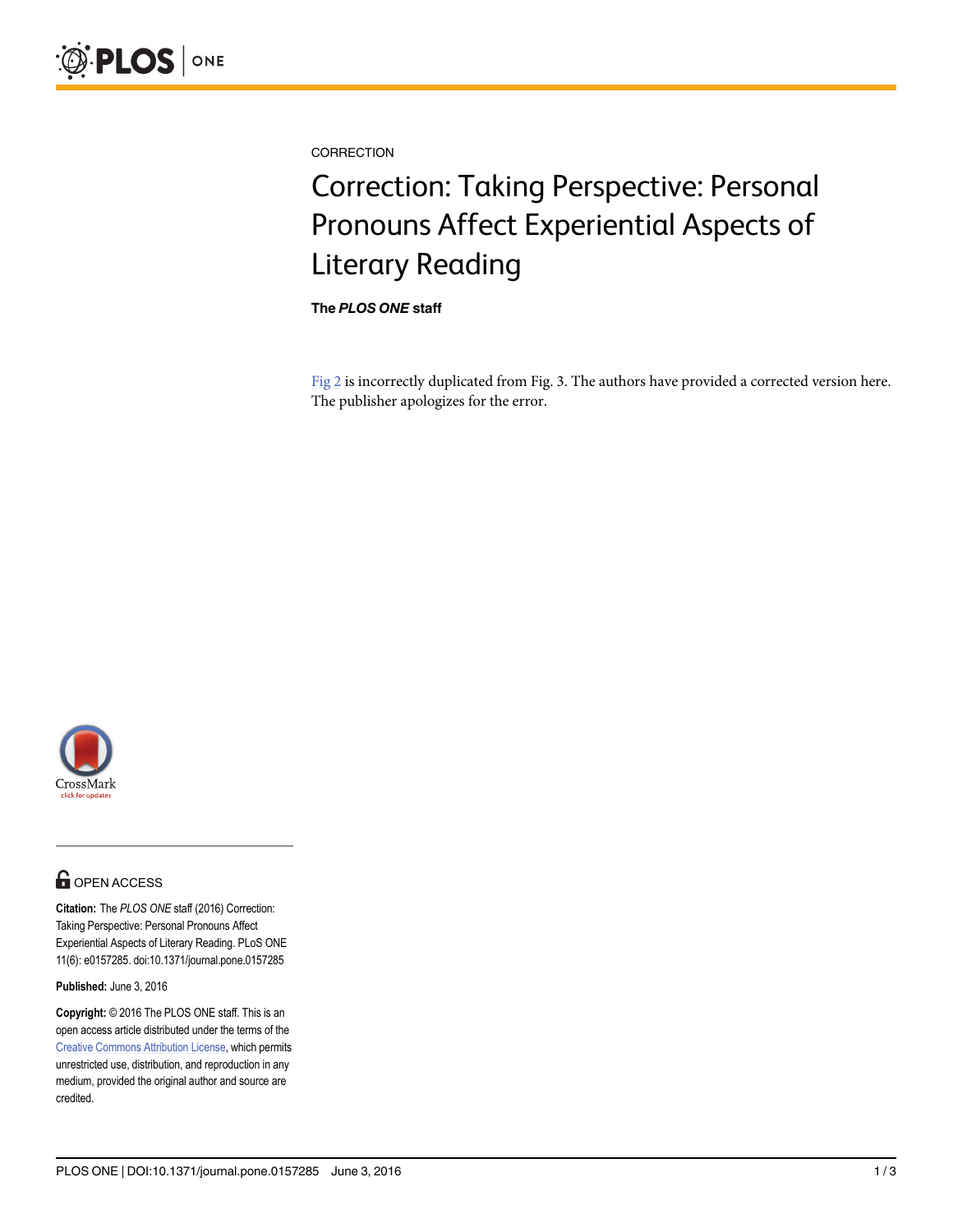CORRECTION

# Correction: Taking Perspective: Personal Pronouns Affect Experiential Aspects of Literary Reading

**The *PLOS ONE* staff**

Fig 2 is incorrectly duplicated from Fig. 3. The authors have provided a corrected version here. The publisher apologizes for the error.

OPEN ACCESS

**Citation:** The *PLOS ONE* staff (2016) Correction: Taking Perspective: Personal Pronouns Affect Experiential Aspects of Literary Reading. PLoS ONE 11(6): e0157285. doi:10.1371/journal.pone.0157285

**Published:** June 3, 2016

**Copyright:** © 2016 The PLOS ONE staff. This is an open access article distributed under the terms of the Creative Commons Attribution License, which permits unrestricted use, distribution, and reproduction in any medium, provided the original author and source are credited.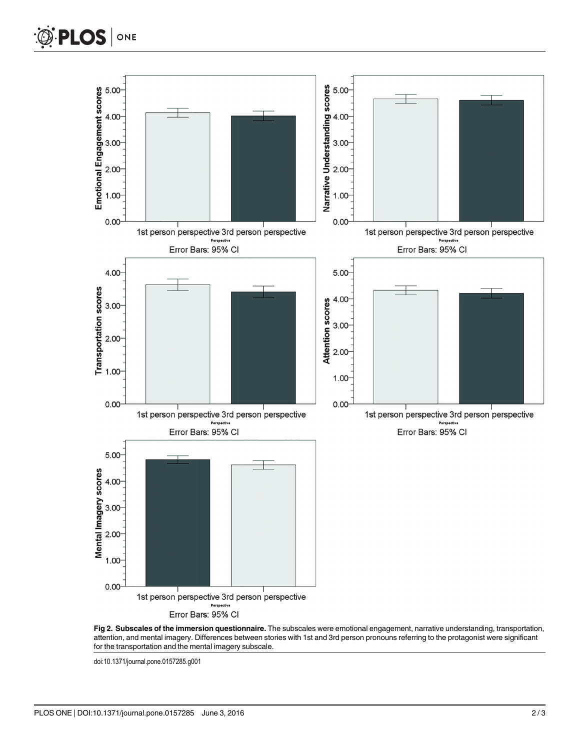Fig 2. Subscales of the immersion questionnaire. The subscales were emotional engagement, narrative understanding, transportation, attention, and mental imagery. Differences between stories with 1st and 3rd person pronouns referring to the protagonist were significant for the transportation and the mental imagery subscale.

doi:10.1371/journal.pone.0157285.g001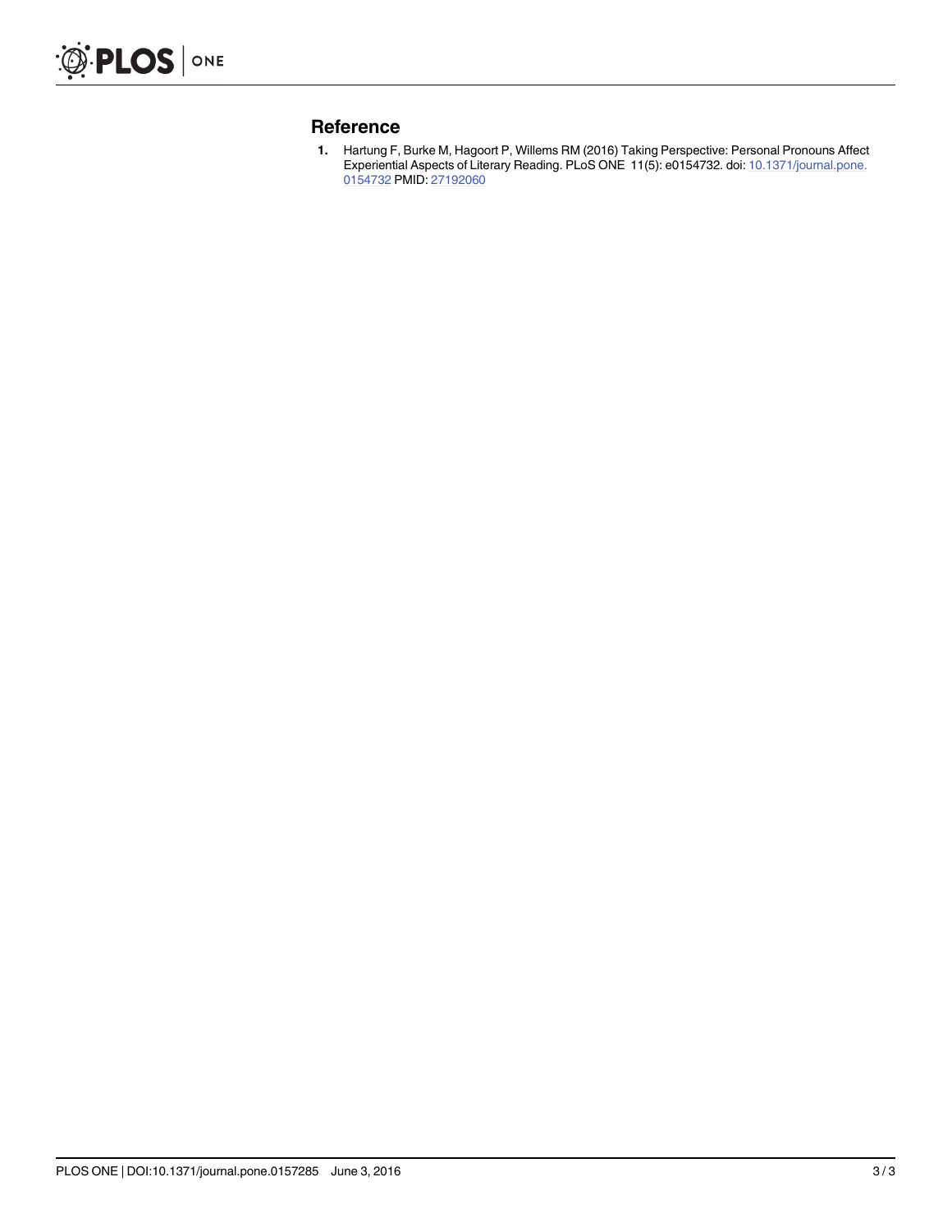## Reference

1. Hartung F, Burke M, Hagoort P, Willems RM (2016) Taking Perspective: Personal Pronouns Affect Experiential Aspects of Literary Reading. PLoS ONE 11(5): e0154732. doi: 10.1371/journal.pone.0154732 PMID: 27192060